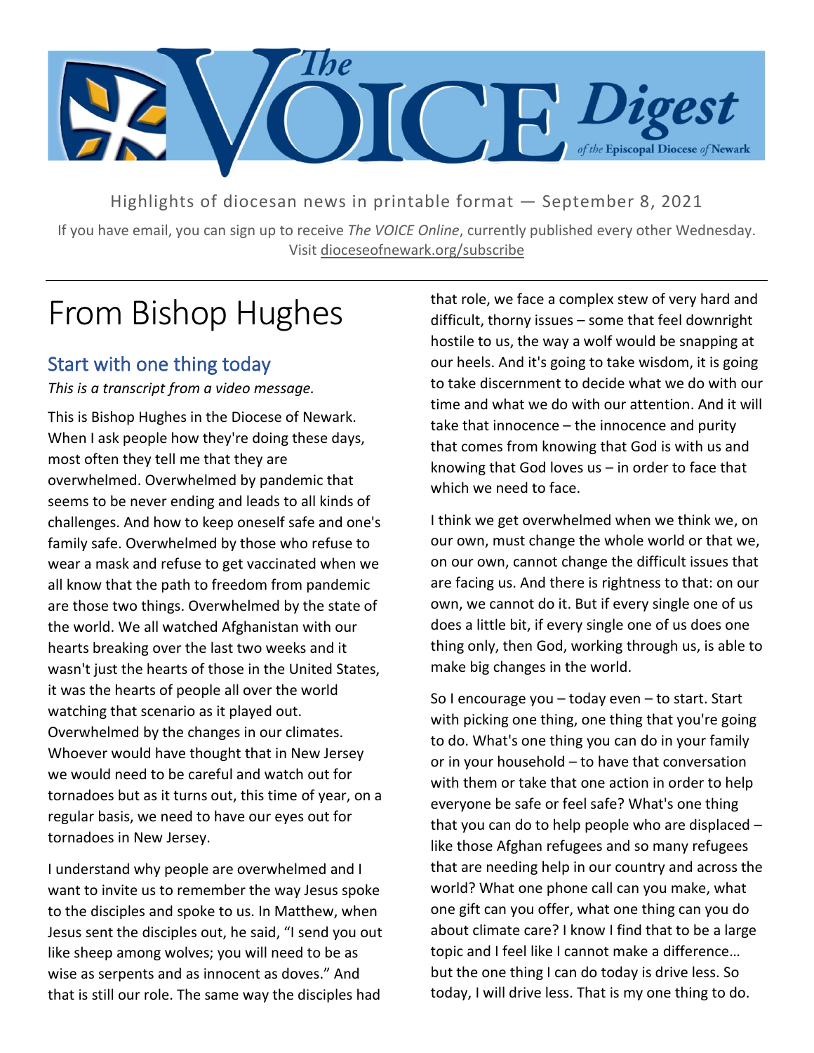# The VOICE Digest of the Episcopal Diocese of Newark

Highlights of diocesan news in printable format — September 8, 2021

If you have email, you can sign up to receive *The VOICE Online*, currently published every other Wednesday. Visit dioceseofnewark.org/subscribe

# From Bishop Hughes

## Start with one thing today

*This is a transcript from a video message.*

This is Bishop Hughes in the Diocese of Newark. When I ask people how they're doing these days, most often they tell me that they are overwhelmed. Overwhelmed by pandemic that seems to be never ending and leads to all kinds of challenges. And how to keep oneself safe and one's family safe. Overwhelmed by those who refuse to wear a mask and refuse to get vaccinated when we all know that the path to freedom from pandemic are those two things. Overwhelmed by the state of the world. We all watched Afghanistan with our hearts breaking over the last two weeks and it wasn't just the hearts of those in the United States, it was the hearts of people all over the world watching that scenario as it played out. Overwhelmed by the changes in our climates. Whoever would have thought that in New Jersey we would need to be careful and watch out for tornadoes but as it turns out, this time of year, on a regular basis, we need to have our eyes out for tornadoes in New Jersey.

I understand why people are overwhelmed and I want to invite us to remember the way Jesus spoke to the disciples and spoke to us. In Matthew, when Jesus sent the disciples out, he said, "I send you out like sheep among wolves; you will need to be as wise as serpents and as innocent as doves." And that is still our role. The same way the disciples had that role, we face a complex stew of very hard and difficult, thorny issues – some that feel downright hostile to us, the way a wolf would be snapping at our heels. And it's going to take wisdom, it is going to take discernment to decide what we do with our time and what we do with our attention. And it will take that innocence – the innocence and purity that comes from knowing that God is with us and knowing that God loves us – in order to face that which we need to face.

I think we get overwhelmed when we think we, on our own, must change the whole world or that we, on our own, cannot change the difficult issues that are facing us. And there is rightness to that: on our own, we cannot do it. But if every single one of us does a little bit, if every single one of us does one thing only, then God, working through us, is able to make big changes in the world.

So I encourage you – today even – to start. Start with picking one thing, one thing that you're going to do. What's one thing you can do in your family or in your household – to have that conversation with them or take that one action in order to help everyone be safe or feel safe? What's one thing that you can do to help people who are displaced – like those Afghan refugees and so many refugees that are needing help in our country and across the world? What one phone call can you make, what one gift can you offer, what one thing can you do about climate care? I know I find that to be a large topic and I feel like I cannot make a difference… but the one thing I can do today is drive less. So today, I will drive less. That is my one thing to do.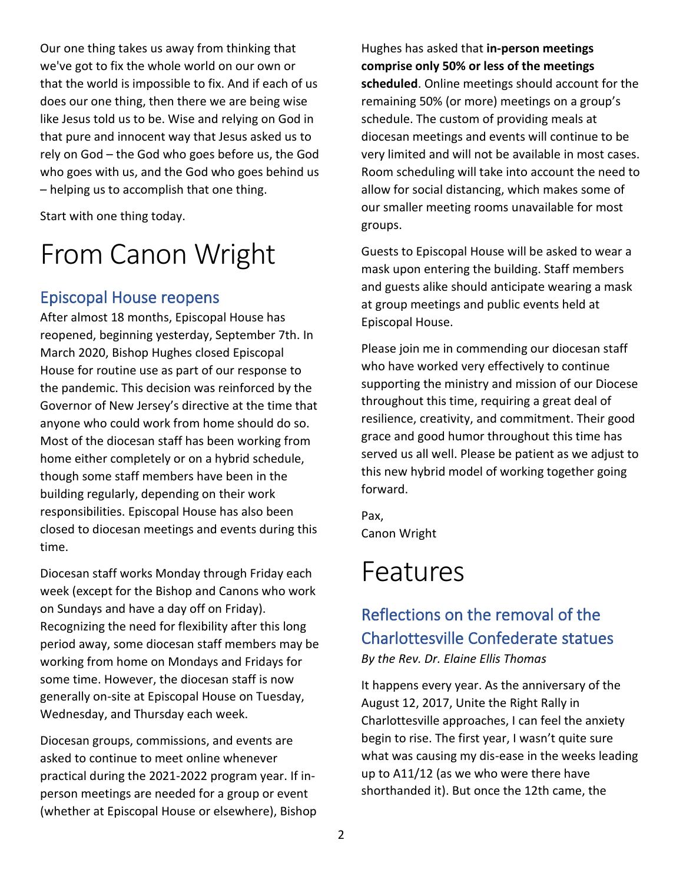Our one thing takes us away from thinking that we've got to fix the whole world on our own or that the world is impossible to fix. And if each of us does our one thing, then there we are being wise like Jesus told us to be. Wise and relying on God in that pure and innocent way that Jesus asked us to rely on God – the God who goes before us, the God who goes with us, and the God who goes behind us – helping us to accomplish that one thing.

Start with one thing today.

# From Canon Wright

## Episcopal House reopens

After almost 18 months, Episcopal House has reopened, beginning yesterday, September 7th. In March 2020, Bishop Hughes closed Episcopal House for routine use as part of our response to the pandemic. This decision was reinforced by the Governor of New Jersey's directive at the time that anyone who could work from home should do so. Most of the diocesan staff has been working from home either completely or on a hybrid schedule, though some staff members have been in the building regularly, depending on their work responsibilities. Episcopal House has also been closed to diocesan meetings and events during this time.

Diocesan staff works Monday through Friday each week (except for the Bishop and Canons who work on Sundays and have a day off on Friday). Recognizing the need for flexibility after this long period away, some diocesan staff members may be working from home on Mondays and Fridays for some time. However, the diocesan staff is now generally on-site at Episcopal House on Tuesday, Wednesday, and Thursday each week.

Diocesan groups, commissions, and events are asked to continue to meet online whenever practical during the 2021-2022 program year. If in-person meetings are needed for a group or event (whether at Episcopal House or elsewhere), Bishop Hughes has asked that **in-person meetings comprise only 50% or less of the meetings scheduled**. Online meetings should account for the remaining 50% (or more) meetings on a group's schedule. The custom of providing meals at diocesan meetings and events will continue to be very limited and will not be available in most cases. Room scheduling will take into account the need to allow for social distancing, which makes some of our smaller meeting rooms unavailable for most groups.

Guests to Episcopal House will be asked to wear a mask upon entering the building. Staff members and guests alike should anticipate wearing a mask at group meetings and public events held at Episcopal House.

Please join me in commending our diocesan staff who have worked very effectively to continue supporting the ministry and mission of our Diocese throughout this time, requiring a great deal of resilience, creativity, and commitment. Their good grace and good humor throughout this time has served us all well. Please be patient as we adjust to this new hybrid model of working together going forward.

Pax,
Canon Wright

# Features

## Reflections on the removal of the Charlottesville Confederate statues

*By the Rev. Dr. Elaine Ellis Thomas*

It happens every year. As the anniversary of the August 12, 2017, Unite the Right Rally in Charlottesville approaches, I can feel the anxiety begin to rise. The first year, I wasn't quite sure what was causing my dis-ease in the weeks leading up to A11/12 (as we who were there have shorthanded it). But once the 12th came, the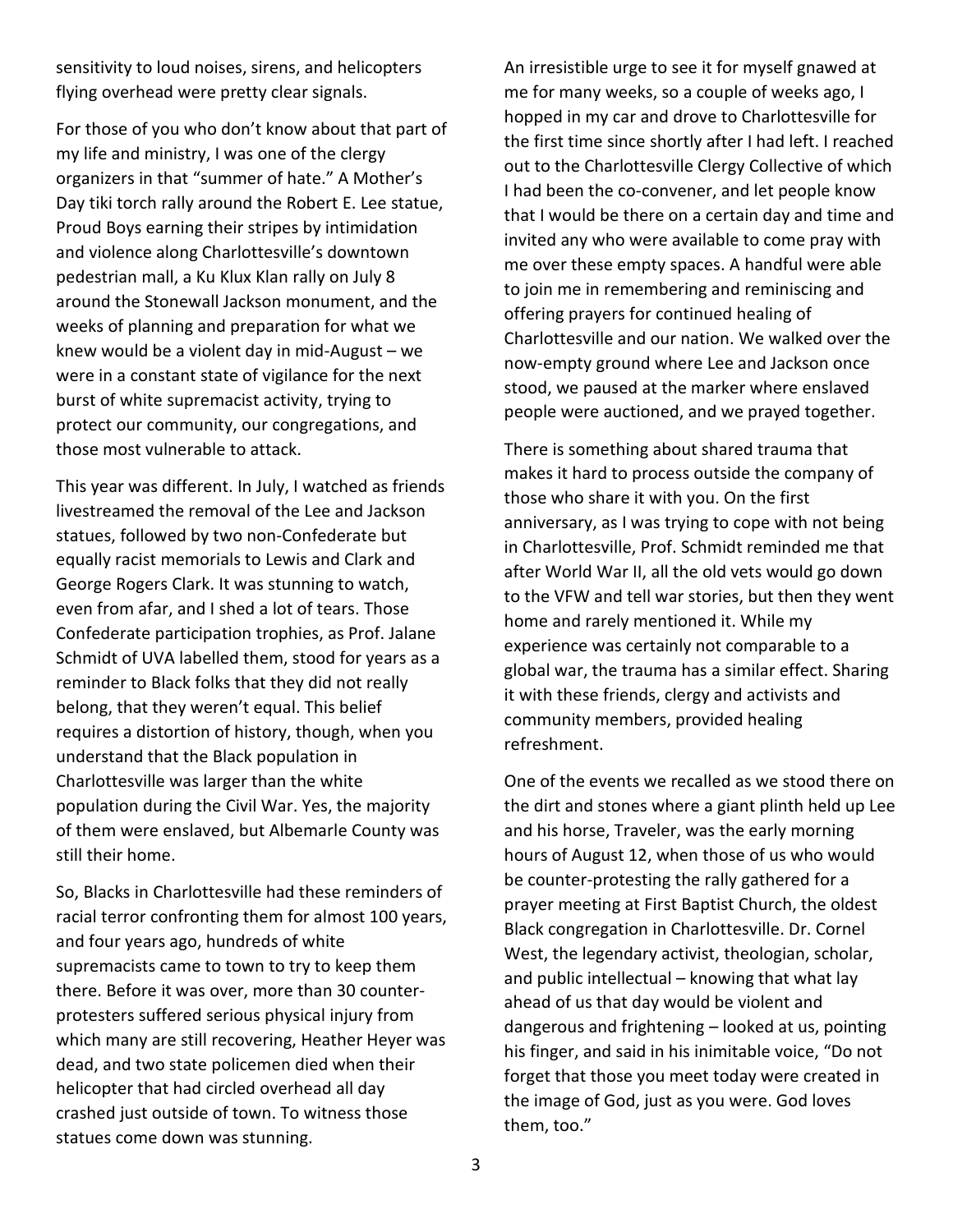sensitivity to loud noises, sirens, and helicopters flying overhead were pretty clear signals.

For those of you who don't know about that part of my life and ministry, I was one of the clergy organizers in that "summer of hate." A Mother's Day tiki torch rally around the Robert E. Lee statue, Proud Boys earning their stripes by intimidation and violence along Charlottesville's downtown pedestrian mall, a Ku Klux Klan rally on July 8 around the Stonewall Jackson monument, and the weeks of planning and preparation for what we knew would be a violent day in mid-August – we were in a constant state of vigilance for the next burst of white supremacist activity, trying to protect our community, our congregations, and those most vulnerable to attack.

This year was different. In July, I watched as friends livestreamed the removal of the Lee and Jackson statues, followed by two non-Confederate but equally racist memorials to Lewis and Clark and George Rogers Clark. It was stunning to watch, even from afar, and I shed a lot of tears. Those Confederate participation trophies, as Prof. Jalane Schmidt of UVA labelled them, stood for years as a reminder to Black folks that they did not really belong, that they weren't equal. This belief requires a distortion of history, though, when you understand that the Black population in Charlottesville was larger than the white population during the Civil War. Yes, the majority of them were enslaved, but Albemarle County was still their home.

So, Blacks in Charlottesville had these reminders of racial terror confronting them for almost 100 years, and four years ago, hundreds of white supremacists came to town to try to keep them there. Before it was over, more than 30 counter-protesters suffered serious physical injury from which many are still recovering, Heather Heyer was dead, and two state policemen died when their helicopter that had circled overhead all day crashed just outside of town. To witness those statues come down was stunning.

An irresistible urge to see it for myself gnawed at me for many weeks, so a couple of weeks ago, I hopped in my car and drove to Charlottesville for the first time since shortly after I had left. I reached out to the Charlottesville Clergy Collective of which I had been the co-convener, and let people know that I would be there on a certain day and time and invited any who were available to come pray with me over these empty spaces. A handful were able to join me in remembering and reminiscing and offering prayers for continued healing of Charlottesville and our nation. We walked over the now-empty ground where Lee and Jackson once stood, we paused at the marker where enslaved people were auctioned, and we prayed together.

There is something about shared trauma that makes it hard to process outside the company of those who share it with you. On the first anniversary, as I was trying to cope with not being in Charlottesville, Prof. Schmidt reminded me that after World War II, all the old vets would go down to the VFW and tell war stories, but then they went home and rarely mentioned it. While my experience was certainly not comparable to a global war, the trauma has a similar effect. Sharing it with these friends, clergy and activists and community members, provided healing refreshment.

One of the events we recalled as we stood there on the dirt and stones where a giant plinth held up Lee and his horse, Traveler, was the early morning hours of August 12, when those of us who would be counter-protesting the rally gathered for a prayer meeting at First Baptist Church, the oldest Black congregation in Charlottesville. Dr. Cornel West, the legendary activist, theologian, scholar, and public intellectual – knowing that what lay ahead of us that day would be violent and dangerous and frightening – looked at us, pointing his finger, and said in his inimitable voice, "Do not forget that those you meet today were created in the image of God, just as you were. God loves them, too."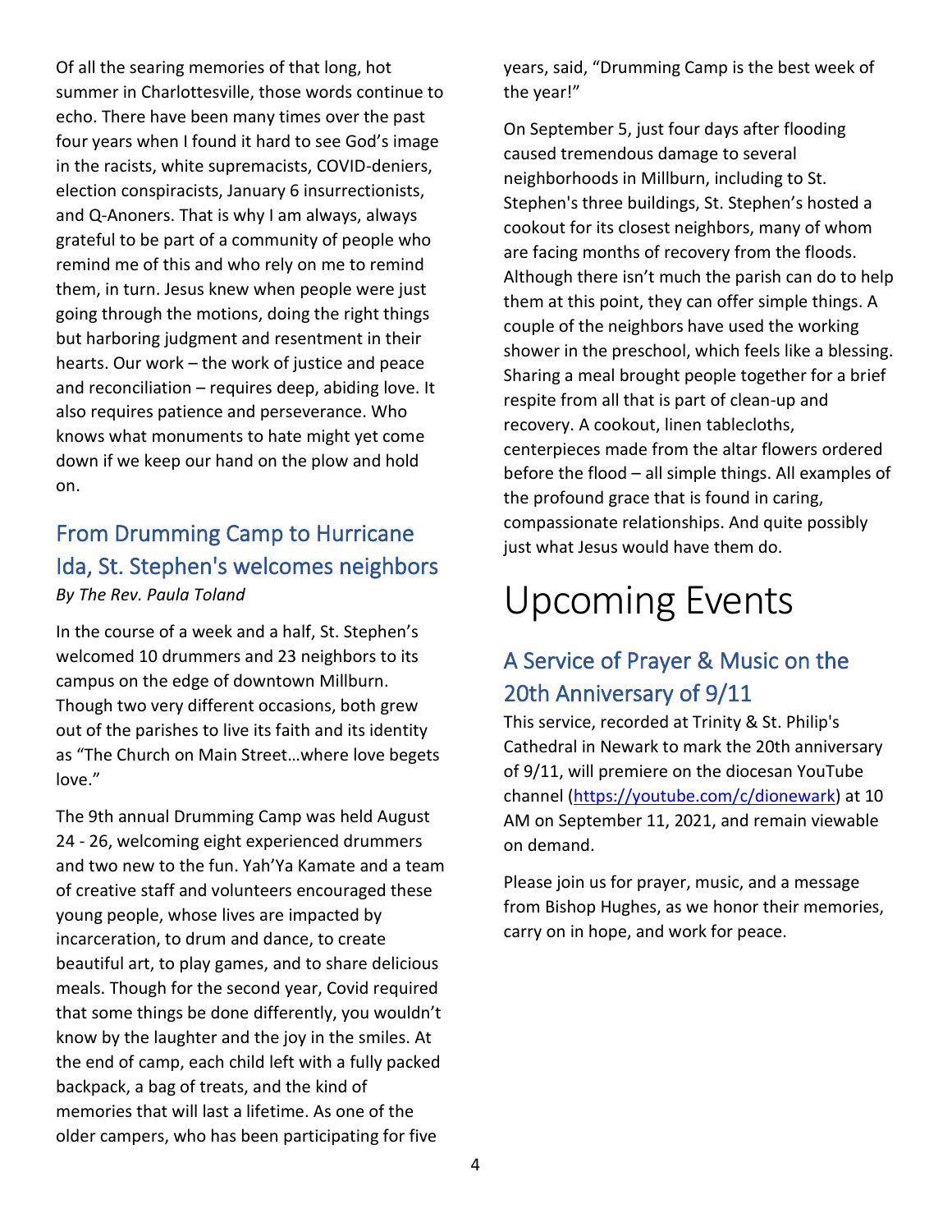Of all the searing memories of that long, hot summer in Charlottesville, those words continue to echo. There have been many times over the past four years when I found it hard to see God's image in the racists, white supremacists, COVID-deniers, election conspiracists, January 6 insurrectionists, and Q-Anoners. That is why I am always, always grateful to be part of a community of people who remind me of this and who rely on me to remind them, in turn. Jesus knew when people were just going through the motions, doing the right things but harboring judgment and resentment in their hearts. Our work – the work of justice and peace and reconciliation – requires deep, abiding love. It also requires patience and perseverance. Who knows what monuments to hate might yet come down if we keep our hand on the plow and hold on.

## From Drumming Camp to Hurricane Ida, St. Stephen's welcomes neighbors

*By The Rev. Paula Toland*

In the course of a week and a half, St. Stephen's welcomed 10 drummers and 23 neighbors to its campus on the edge of downtown Millburn. Though two very different occasions, both grew out of the parishes to live its faith and its identity as "The Church on Main Street…where love begets love."

The 9th annual Drumming Camp was held August 24 - 26, welcoming eight experienced drummers and two new to the fun. Yah'Ya Kamate and a team of creative staff and volunteers encouraged these young people, whose lives are impacted by incarceration, to drum and dance, to create beautiful art, to play games, and to share delicious meals. Though for the second year, Covid required that some things be done differently, you wouldn't know by the laughter and the joy in the smiles. At the end of camp, each child left with a fully packed backpack, a bag of treats, and the kind of memories that will last a lifetime. As one of the older campers, who has been participating for five years, said, "Drumming Camp is the best week of the year!"

On September 5, just four days after flooding caused tremendous damage to several neighborhoods in Millburn, including to St. Stephen's three buildings, St. Stephen's hosted a cookout for its closest neighbors, many of whom are facing months of recovery from the floods. Although there isn't much the parish can do to help them at this point, they can offer simple things. A couple of the neighbors have used the working shower in the preschool, which feels like a blessing. Sharing a meal brought people together for a brief respite from all that is part of clean-up and recovery. A cookout, linen tablecloths, centerpieces made from the altar flowers ordered before the flood – all simple things. All examples of the profound grace that is found in caring, compassionate relationships. And quite possibly just what Jesus would have them do.

# Upcoming Events

## A Service of Prayer & Music on the 20th Anniversary of 9/11

This service, recorded at Trinity & St. Philip's Cathedral in Newark to mark the 20th anniversary of 9/11, will premiere on the diocesan YouTube channel (https://youtube.com/c/dionewark) at 10 AM on September 11, 2021, and remain viewable on demand.

Please join us for prayer, music, and a message from Bishop Hughes, as we honor their memories, carry on in hope, and work for peace.